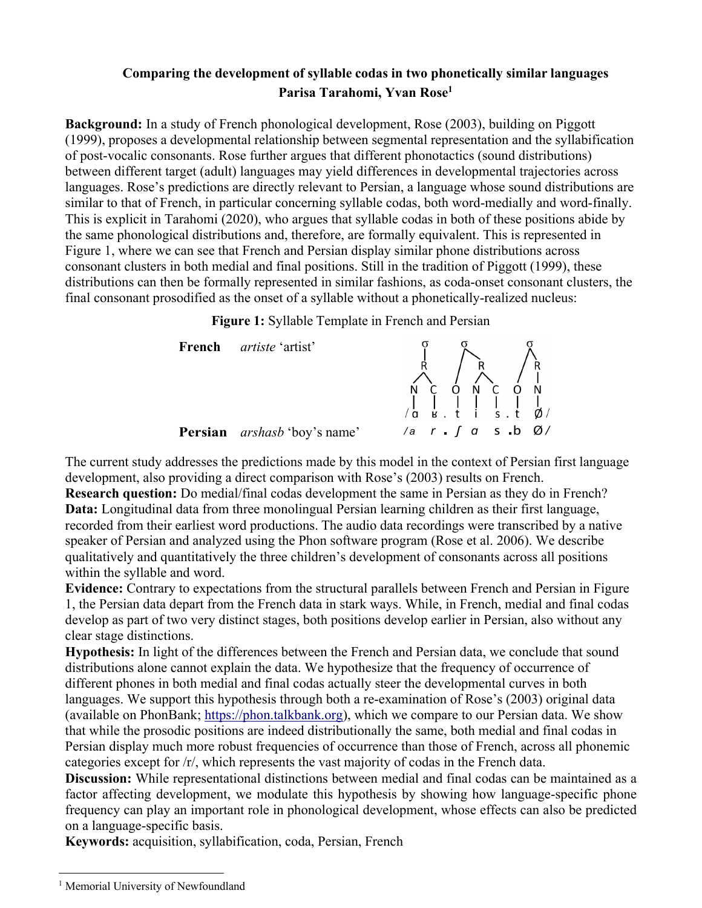# Comparing the development of syllable codas in two phonetically similar languages

**Parisa Tarahomi, Yvan Rose[1]**

**Background:** In a study of French phonological development, Rose (2003), building on Piggott (1999), proposes a developmental relationship between segmental representation and the syllabification of post-vocalic consonants. Rose further argues that different phonotactics (sound distributions) between different target (adult) languages may yield differences in developmental trajectories across languages. Rose's predictions are directly relevant to Persian, a language whose sound distributions are similar to that of French, in particular concerning syllable codas, both word-medially and word-finally. This is explicit in Tarahomi (2020), who argues that syllable codas in both of these positions abide by the same phonological distributions and, therefore, are formally equivalent. This is represented in Figure 1, where we can see that French and Persian display similar phone distributions across consonant clusters in both medial and final positions. Still in the tradition of Piggott (1999), these distributions can then be formally represented in similar fashions, as coda-onset consonant clusters, the final consonant prosodified as the onset of a syllable without a phonetically-realized nucleus:

**Figure 1:** Syllable Template in French and Persian

```
                                        σ       σ           σ
                                        |      / \         / \
                                        R     /   R       /   R
                                       / \   /   / \     /    |
                                      N   C O   N   C   O     N
                                      |   | |   |   |   |     |
French    artiste 'artist'           /ɑ   ʁ . t i   s . t     ø/
Persian   arshasb 'boy's name'       /a   r . ʃ ɑ   s . b     ø/
```

The current study addresses the predictions made by this model in the context of Persian first language development, also providing a direct comparison with Rose's (2003) results on French.

**Research question:** Do medial/final codas development the same in Persian as they do in French?

**Data:** Longitudinal data from three monolingual Persian learning children as their first language, recorded from their earliest word productions. The audio data recordings were transcribed by a native speaker of Persian and analyzed using the Phon software program (Rose et al. 2006). We describe qualitatively and quantitatively the three children's development of consonants across all positions within the syllable and word.

**Evidence:** Contrary to expectations from the structural parallels between French and Persian in Figure 1, the Persian data depart from the French data in stark ways. While, in French, medial and final codas develop as part of two very distinct stages, both positions develop earlier in Persian, also without any clear stage distinctions.

**Hypothesis:** In light of the differences between the French and Persian data, we conclude that sound distributions alone cannot explain the data. We hypothesize that the frequency of occurrence of different phones in both medial and final codas actually steer the developmental curves in both languages. We support this hypothesis through both a re-examination of Rose's (2003) original data (available on PhonBank; https://phon.talkbank.org), which we compare to our Persian data. We show that while the prosodic positions are indeed distributionally the same, both medial and final codas in Persian display much more robust frequencies of occurrence than those of French, across all phonemic categories except for /r/, which represents the vast majority of codas in the French data.

**Discussion:** While representational distinctions between medial and final codas can be maintained as a factor affecting development, we modulate this hypothesis by showing how language-specific phone frequency can play an important role in phonological development, whose effects can also be predicted on a language-specific basis.

**Keywords:** acquisition, syllabification, coda, Persian, French

---

[1] Memorial University of Newfoundland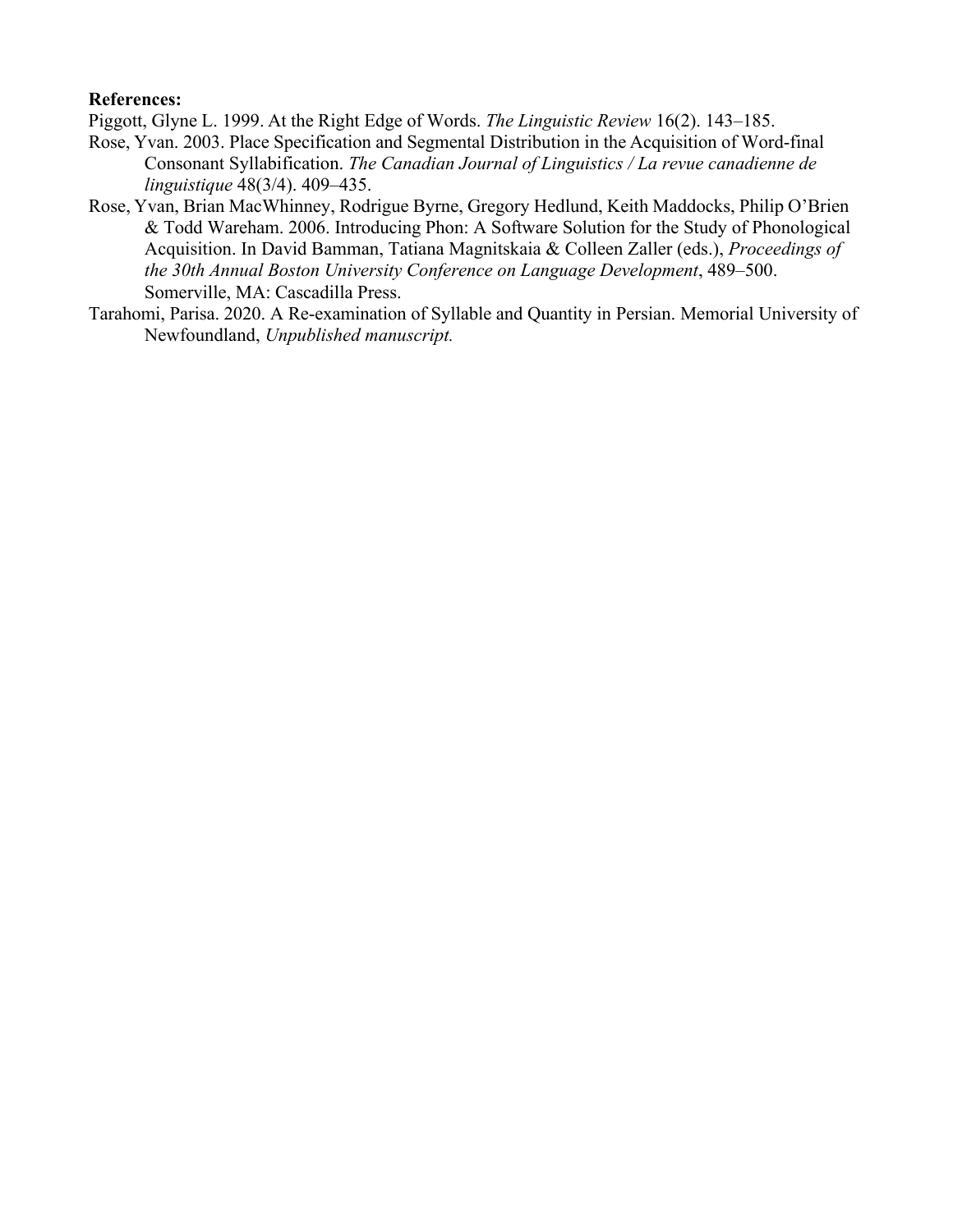**References:**

Piggott, Glyne L. 1999. At the Right Edge of Words. *The Linguistic Review* 16(2). 143–185.

Rose, Yvan. 2003. Place Specification and Segmental Distribution in the Acquisition of Word-final Consonant Syllabification. *The Canadian Journal of Linguistics / La revue canadienne de linguistique* 48(3/4). 409–435.

Rose, Yvan, Brian MacWhinney, Rodrigue Byrne, Gregory Hedlund, Keith Maddocks, Philip O'Brien & Todd Wareham. 2006. Introducing Phon: A Software Solution for the Study of Phonological Acquisition. In David Bamman, Tatiana Magnitskaia & Colleen Zaller (eds.), *Proceedings of the 30th Annual Boston University Conference on Language Development*, 489–500. Somerville, MA: Cascadilla Press.

Tarahomi, Parisa. 2020. A Re-examination of Syllable and Quantity in Persian. Memorial University of Newfoundland, *Unpublished manuscript.*